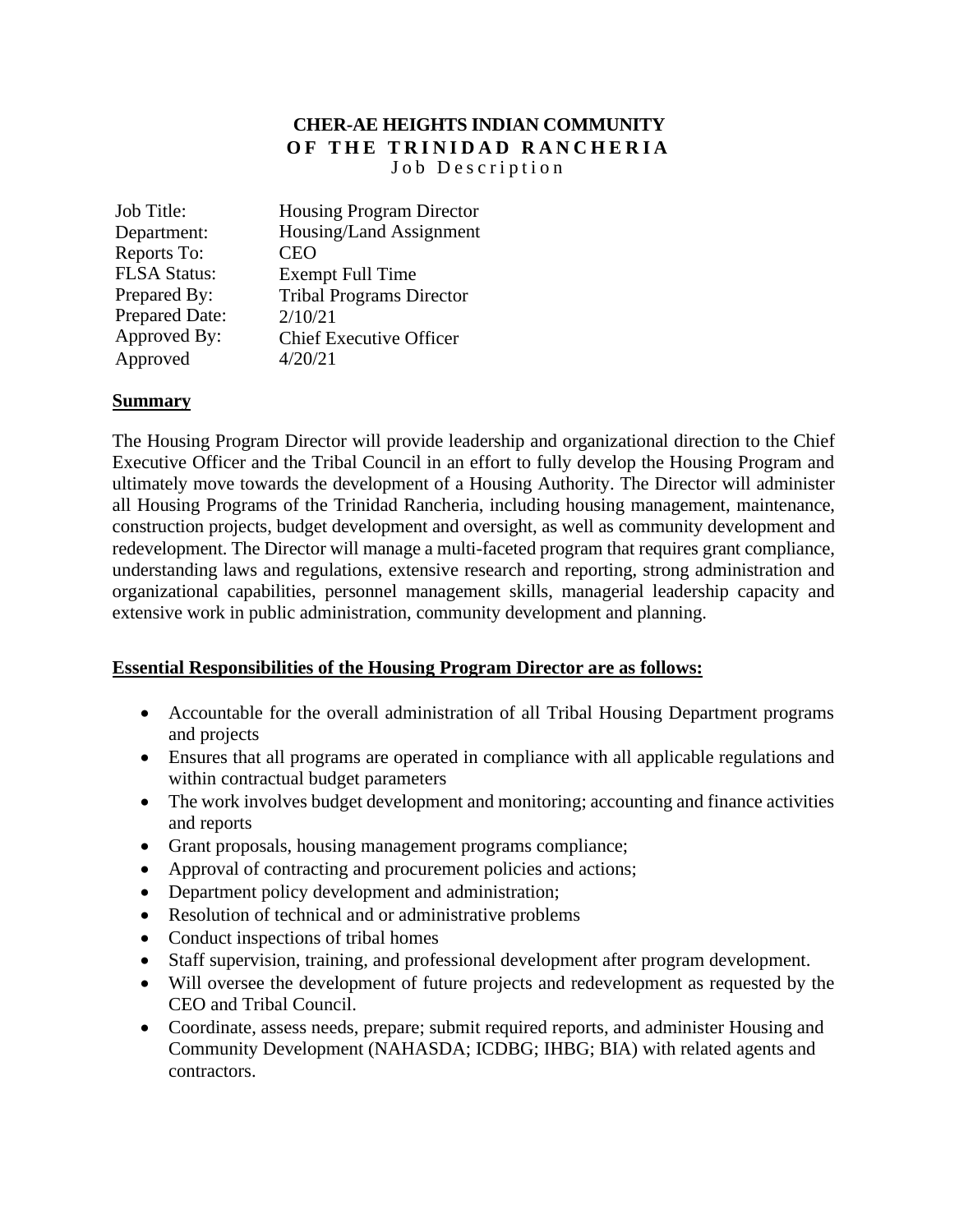# CHER-AE HEIGHTS INDIAN COMMUNITY
## OF THE TRINIDAD RANCHERIA
### Job Description

| | |
|---|---|
| Job Title: | Housing Program Director |
| Department: | Housing/Land Assignment |
| Reports To: | CEO |
| FLSA Status: | Exempt Full Time |
| Prepared By: | Tribal Programs Director |
| Prepared Date: | 2/10/21 |
| Approved By: | Chief Executive Officer |
| Approved | 4/20/21 |

**Summary**

The Housing Program Director will provide leadership and organizational direction to the Chief Executive Officer and the Tribal Council in an effort to fully develop the Housing Program and ultimately move towards the development of a Housing Authority. The Director will administer all Housing Programs of the Trinidad Rancheria, including housing management, maintenance, construction projects, budget development and oversight, as well as community development and redevelopment. The Director will manage a multi-faceted program that requires grant compliance, understanding laws and regulations, extensive research and reporting, strong administration and organizational capabilities, personnel management skills, managerial leadership capacity and extensive work in public administration, community development and planning.

**Essential Responsibilities of the Housing Program Director are as follows:**

- Accountable for the overall administration of all Tribal Housing Department programs and projects
- Ensures that all programs are operated in compliance with all applicable regulations and within contractual budget parameters
- The work involves budget development and monitoring; accounting and finance activities and reports
- Grant proposals, housing management programs compliance;
- Approval of contracting and procurement policies and actions;
- Department policy development and administration;
- Resolution of technical and or administrative problems
- Conduct inspections of tribal homes
- Staff supervision, training, and professional development after program development.
- Will oversee the development of future projects and redevelopment as requested by the CEO and Tribal Council.
- Coordinate, assess needs, prepare; submit required reports, and administer Housing and Community Development (NAHASDA; ICDBG; IHBG; BIA) with related agents and contractors.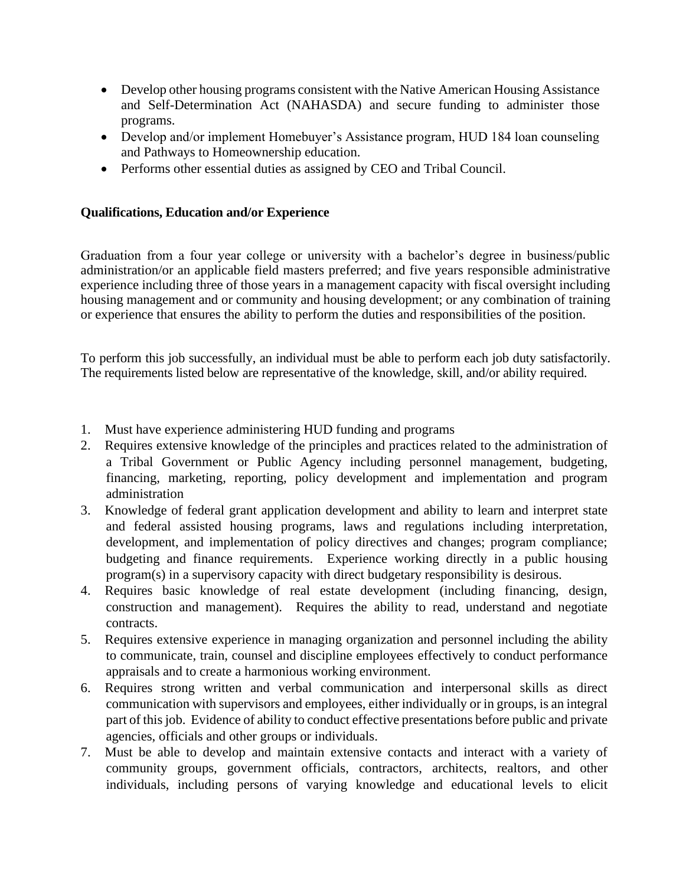- Develop other housing programs consistent with the Native American Housing Assistance and Self-Determination Act (NAHASDA) and secure funding to administer those programs.
- Develop and/or implement Homebuyer's Assistance program, HUD 184 loan counseling and Pathways to Homeownership education.
- Performs other essential duties as assigned by CEO and Tribal Council.

**Qualifications, Education and/or Experience**

Graduation from a four year college or university with a bachelor's degree in business/public administration/or an applicable field masters preferred; and five years responsible administrative experience including three of those years in a management capacity with fiscal oversight including housing management and or community and housing development; or any combination of training or experience that ensures the ability to perform the duties and responsibilities of the position.

To perform this job successfully, an individual must be able to perform each job duty satisfactorily. The requirements listed below are representative of the knowledge, skill, and/or ability required.

1. Must have experience administering HUD funding and programs
2. Requires extensive knowledge of the principles and practices related to the administration of a Tribal Government or Public Agency including personnel management, budgeting, financing, marketing, reporting, policy development and implementation and program administration
3. Knowledge of federal grant application development and ability to learn and interpret state and federal assisted housing programs, laws and regulations including interpretation, development, and implementation of policy directives and changes; program compliance; budgeting and finance requirements. Experience working directly in a public housing program(s) in a supervisory capacity with direct budgetary responsibility is desirous.
4. Requires basic knowledge of real estate development (including financing, design, construction and management). Requires the ability to read, understand and negotiate contracts.
5. Requires extensive experience in managing organization and personnel including the ability to communicate, train, counsel and discipline employees effectively to conduct performance appraisals and to create a harmonious working environment.
6. Requires strong written and verbal communication and interpersonal skills as direct communication with supervisors and employees, either individually or in groups, is an integral part of this job. Evidence of ability to conduct effective presentations before public and private agencies, officials and other groups or individuals.
7. Must be able to develop and maintain extensive contacts and interact with a variety of community groups, government officials, contractors, architects, realtors, and other individuals, including persons of varying knowledge and educational levels to elicit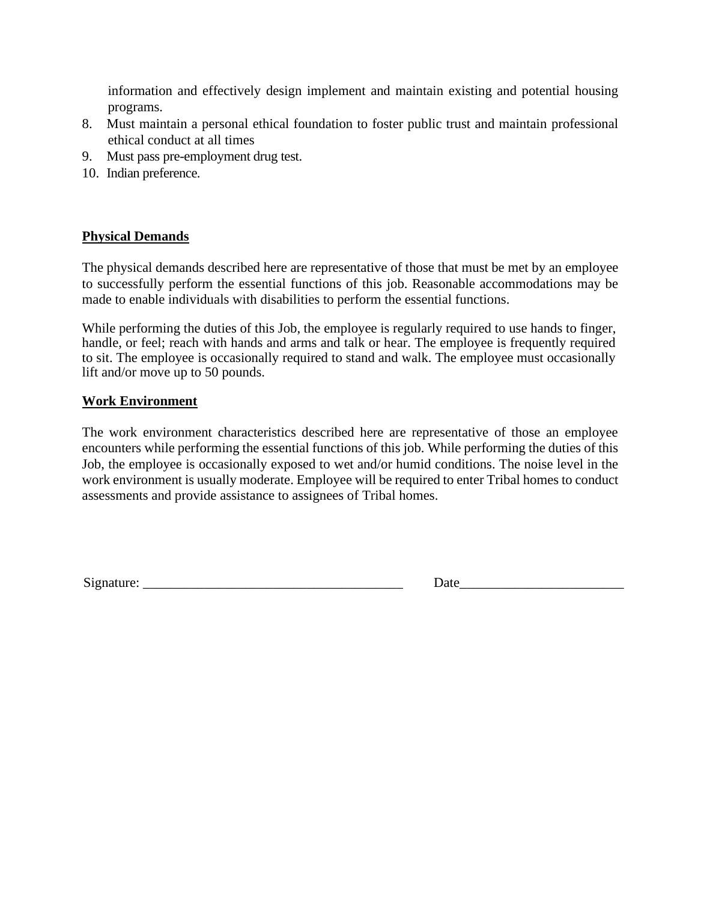information and effectively design implement and maintain existing and potential housing programs.

8. Must maintain a personal ethical foundation to foster public trust and maintain professional ethical conduct at all times
9. Must pass pre-employment drug test.
10. Indian preference.

**<u>Physical Demands</u>**

The physical demands described here are representative of those that must be met by an employee to successfully perform the essential functions of this job. Reasonable accommodations may be made to enable individuals with disabilities to perform the essential functions.

While performing the duties of this Job, the employee is regularly required to use hands to finger, handle, or feel; reach with hands and arms and talk or hear. The employee is frequently required to sit. The employee is occasionally required to stand and walk. The employee must occasionally lift and/or move up to 50 pounds.

**<u>Work Environment</u>**

The work environment characteristics described here are representative of those an employee encounters while performing the essential functions of this job. While performing the duties of this Job, the employee is occasionally exposed to wet and/or humid conditions. The noise level in the work environment is usually moderate. Employee will be required to enter Tribal homes to conduct assessments and provide assistance to assignees of Tribal homes.

Signature: ______________________________________ Date________________________